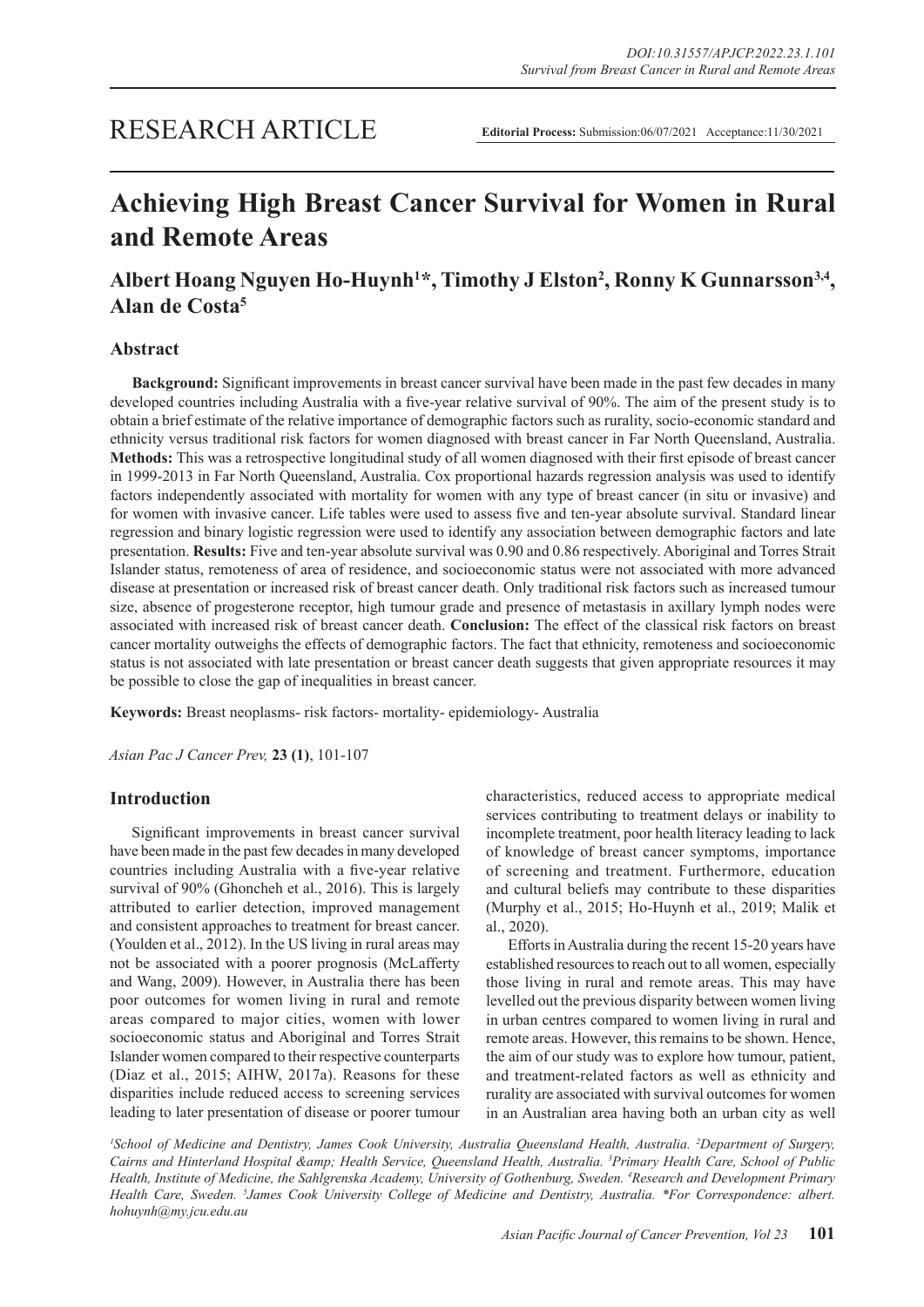RESEARCH ARTICLE

**Editorial Process:** Submission:06/07/2021 Acceptance:11/30/2021

# Achieving High Breast Cancer Survival for Women in Rural and Remote Areas

**Albert Hoang Nguyen Ho-Huynh[1]*, Timothy J Elston[2], Ronny K Gunnarsson[3,4], Alan de Costa[5]**

## Abstract

**Background:** Significant improvements in breast cancer survival have been made in the past few decades in many developed countries including Australia with a five-year relative survival of 90%. The aim of the present study is to obtain a brief estimate of the relative importance of demographic factors such as rurality, socio-economic standard and ethnicity versus traditional risk factors for women diagnosed with breast cancer in Far North Queensland, Australia. **Methods:** This was a retrospective longitudinal study of all women diagnosed with their first episode of breast cancer in 1999-2013 in Far North Queensland, Australia. Cox proportional hazards regression analysis was used to identify factors independently associated with mortality for women with any type of breast cancer (in situ or invasive) and for women with invasive cancer. Life tables were used to assess five and ten-year absolute survival. Standard linear regression and binary logistic regression were used to identify any association between demographic factors and late presentation. **Results:** Five and ten-year absolute survival was 0.90 and 0.86 respectively. Aboriginal and Torres Strait Islander status, remoteness of area of residence, and socioeconomic status were not associated with more advanced disease at presentation or increased risk of breast cancer death. Only traditional risk factors such as increased tumour size, absence of progesterone receptor, high tumour grade and presence of metastasis in axillary lymph nodes were associated with increased risk of breast cancer death. **Conclusion:** The effect of the classical risk factors on breast cancer mortality outweighs the effects of demographic factors. The fact that ethnicity, remoteness and socioeconomic status is not associated with late presentation or breast cancer death suggests that given appropriate resources it may be possible to close the gap of inequalities in breast cancer.

**Keywords:** Breast neoplasms- risk factors- mortality- epidemiology- Australia

*Asian Pac J Cancer Prev,* **23 (1)**, 101-107

## Introduction

Significant improvements in breast cancer survival have been made in the past few decades in many developed countries including Australia with a five-year relative survival of 90% (Ghoncheh et al., 2016). This is largely attributed to earlier detection, improved management and consistent approaches to treatment for breast cancer. (Youlden et al., 2012). In the US living in rural areas may not be associated with a poorer prognosis (McLafferty and Wang, 2009). However, in Australia there has been poor outcomes for women living in rural and remote areas compared to major cities, women with lower socioeconomic status and Aboriginal and Torres Strait Islander women compared to their respective counterparts (Diaz et al., 2015; AIHW, 2017a). Reasons for these disparities include reduced access to screening services leading to later presentation of disease or poorer tumour characteristics, reduced access to appropriate medical services contributing to treatment delays or inability to incomplete treatment, poor health literacy leading to lack of knowledge of breast cancer symptoms, importance of screening and treatment. Furthermore, education and cultural beliefs may contribute to these disparities (Murphy et al., 2015; Ho-Huynh et al., 2019; Malik et al., 2020).

Efforts in Australia during the recent 15-20 years have established resources to reach out to all women, especially those living in rural and remote areas. This may have levelled out the previous disparity between women living in urban centres compared to women living in rural and remote areas. However, this remains to be shown. Hence, the aim of our study was to explore how tumour, patient, and treatment-related factors as well as ethnicity and rurality are associated with survival outcomes for women in an Australian area having both an urban city as well

[1]School of Medicine and Dentistry, James Cook University, Australia Queensland Health, Australia. [2]Department of Surgery, Cairns and Hinterland Hospital &amp; Health Service, Queensland Health, Australia. [3]Primary Health Care, School of Public Health, Institute of Medicine, the Sahlgrenska Academy, University of Gothenburg, Sweden. [4]Research and Development Primary Health Care, Sweden. [5]James Cook University College of Medicine and Dentistry, Australia. *For Correspondence: albert.hohuynh@my.jcu.edu.au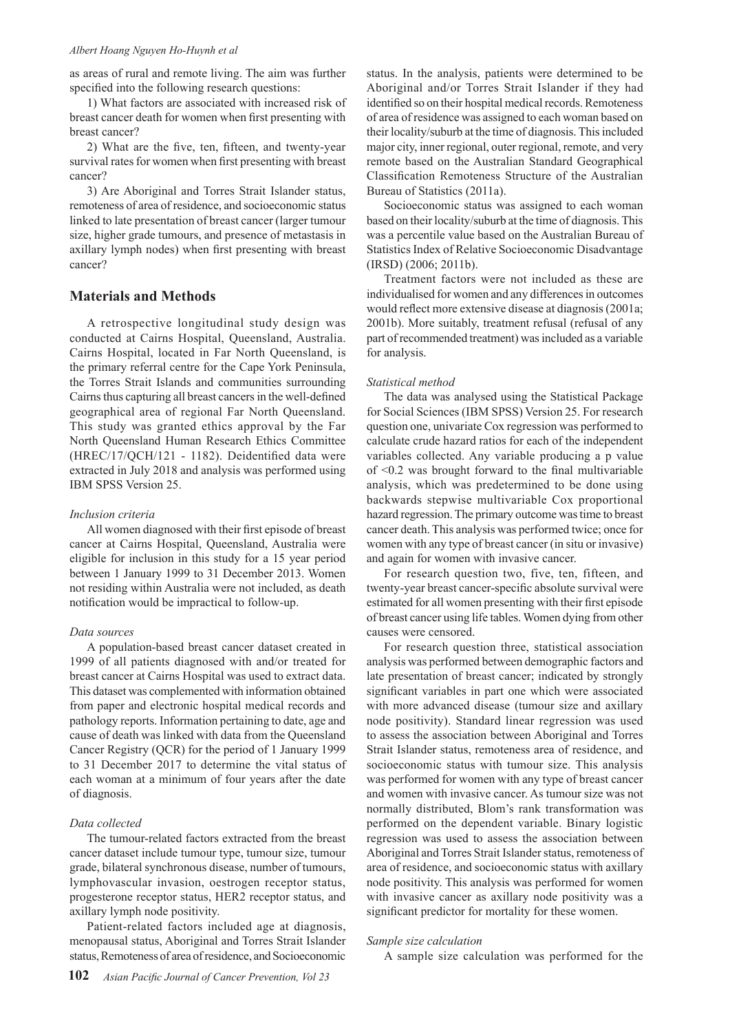as areas of rural and remote living. The aim was further specified into the following research questions:

1) What factors are associated with increased risk of breast cancer death for women when first presenting with breast cancer?

2) What are the five, ten, fifteen, and twenty-year survival rates for women when first presenting with breast cancer?

3) Are Aboriginal and Torres Strait Islander status, remoteness of area of residence, and socioeconomic status linked to late presentation of breast cancer (larger tumour size, higher grade tumours, and presence of metastasis in axillary lymph nodes) when first presenting with breast cancer?

## Materials and Methods

A retrospective longitudinal study design was conducted at Cairns Hospital, Queensland, Australia. Cairns Hospital, located in Far North Queensland, is the primary referral centre for the Cape York Peninsula, the Torres Strait Islands and communities surrounding Cairns thus capturing all breast cancers in the well-defined geographical area of regional Far North Queensland. This study was granted ethics approval by the Far North Queensland Human Research Ethics Committee (HREC/17/QCH/121 - 1182). Deidentified data were extracted in July 2018 and analysis was performed using IBM SPSS Version 25.

### *Inclusion criteria*

All women diagnosed with their first episode of breast cancer at Cairns Hospital, Queensland, Australia were eligible for inclusion in this study for a 15 year period between 1 January 1999 to 31 December 2013. Women not residing within Australia were not included, as death notification would be impractical to follow-up.

### *Data sources*

A population-based breast cancer dataset created in 1999 of all patients diagnosed with and/or treated for breast cancer at Cairns Hospital was used to extract data. This dataset was complemented with information obtained from paper and electronic hospital medical records and pathology reports. Information pertaining to date, age and cause of death was linked with data from the Queensland Cancer Registry (QCR) for the period of 1 January 1999 to 31 December 2017 to determine the vital status of each woman at a minimum of four years after the date of diagnosis.

### *Data collected*

The tumour-related factors extracted from the breast cancer dataset include tumour type, tumour size, tumour grade, bilateral synchronous disease, number of tumours, lymphovascular invasion, oestrogen receptor status, progesterone receptor status, HER2 receptor status, and axillary lymph node positivity.

Patient-related factors included age at diagnosis, menopausal status, Aboriginal and Torres Strait Islander status, Remoteness of area of residence, and Socioeconomic status. In the analysis, patients were determined to be Aboriginal and/or Torres Strait Islander if they had identified so on their hospital medical records. Remoteness of area of residence was assigned to each woman based on their locality/suburb at the time of diagnosis. This included major city, inner regional, outer regional, remote, and very remote based on the Australian Standard Geographical Classification Remoteness Structure of the Australian Bureau of Statistics (2011a).

Socioeconomic status was assigned to each woman based on their locality/suburb at the time of diagnosis. This was a percentile value based on the Australian Bureau of Statistics Index of Relative Socioeconomic Disadvantage (IRSD) (2006; 2011b).

Treatment factors were not included as these are individualised for women and any differences in outcomes would reflect more extensive disease at diagnosis (2001a; 2001b). More suitably, treatment refusal (refusal of any part of recommended treatment) was included as a variable for analysis.

### *Statistical method*

The data was analysed using the Statistical Package for Social Sciences (IBM SPSS) Version 25. For research question one, univariate Cox regression was performed to calculate crude hazard ratios for each of the independent variables collected. Any variable producing a p value of $<0.2$ was brought forward to the final multivariable analysis, which was predetermined to be done using backwards stepwise multivariable Cox proportional hazard regression. The primary outcome was time to breast cancer death. This analysis was performed twice; once for women with any type of breast cancer (in situ or invasive) and again for women with invasive cancer.

For research question two, five, ten, fifteen, and twenty-year breast cancer-specific absolute survival were estimated for all women presenting with their first episode of breast cancer using life tables. Women dying from other causes were censored.

For research question three, statistical association analysis was performed between demographic factors and late presentation of breast cancer; indicated by strongly significant variables in part one which were associated with more advanced disease (tumour size and axillary node positivity). Standard linear regression was used to assess the association between Aboriginal and Torres Strait Islander status, remoteness area of residence, and socioeconomic status with tumour size. This analysis was performed for women with any type of breast cancer and women with invasive cancer. As tumour size was not normally distributed, Blom's rank transformation was performed on the dependent variable. Binary logistic regression was used to assess the association between Aboriginal and Torres Strait Islander status, remoteness of area of residence, and socioeconomic status with axillary node positivity. This analysis was performed for women with invasive cancer as axillary node positivity was a significant predictor for mortality for these women.

### *Sample size calculation*

A sample size calculation was performed for the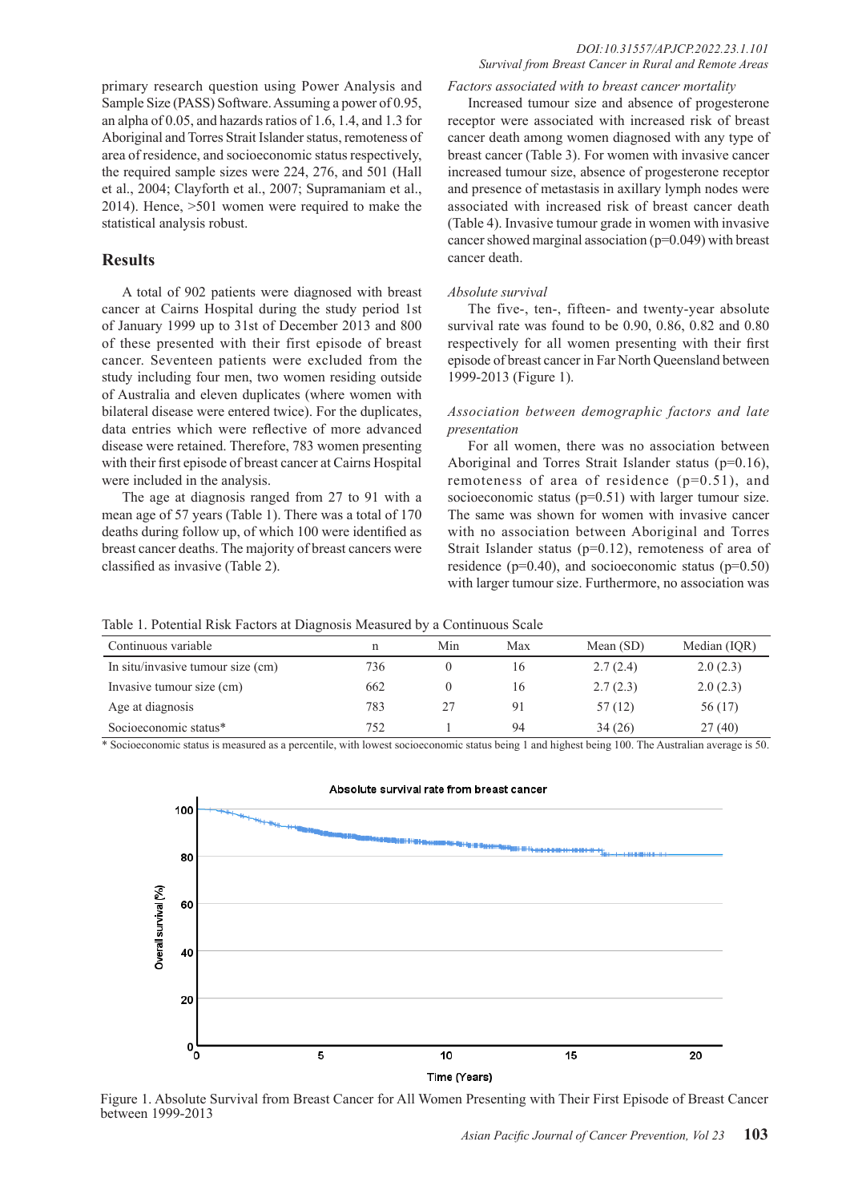primary research question using Power Analysis and Sample Size (PASS) Software. Assuming a power of 0.95, an alpha of 0.05, and hazards ratios of 1.6, 1.4, and 1.3 for Aboriginal and Torres Strait Islander status, remoteness of area of residence, and socioeconomic status respectively, the required sample sizes were 224, 276, and 501 (Hall et al., 2004; Clayforth et al., 2007; Supramaniam et al., 2014). Hence, >501 women were required to make the statistical analysis robust.

## Results

A total of 902 patients were diagnosed with breast cancer at Cairns Hospital during the study period 1st of January 1999 up to 31st of December 2013 and 800 of these presented with their first episode of breast cancer. Seventeen patients were excluded from the study including four men, two women residing outside of Australia and eleven duplicates (where women with bilateral disease were entered twice). For the duplicates, data entries which were reflective of more advanced disease were retained. Therefore, 783 women presenting with their first episode of breast cancer at Cairns Hospital were included in the analysis.

The age at diagnosis ranged from 27 to 91 with a mean age of 57 years (Table 1). There was a total of 170 deaths during follow up, of which 100 were identified as breast cancer deaths. The majority of breast cancers were classified as invasive (Table 2).

*Factors associated with to breast cancer mortality*

Increased tumour size and absence of progesterone receptor were associated with increased risk of breast cancer death among women diagnosed with any type of breast cancer (Table 3). For women with invasive cancer increased tumour size, absence of progesterone receptor and presence of metastasis in axillary lymph nodes were associated with increased risk of breast cancer death (Table 4). Invasive tumour grade in women with invasive cancer showed marginal association (p=0.049) with breast cancer death.

*Absolute survival*

The five-, ten-, fifteen- and twenty-year absolute survival rate was found to be 0.90, 0.86, 0.82 and 0.80 respectively for all women presenting with their first episode of breast cancer in Far North Queensland between 1999-2013 (Figure 1).

*Association between demographic factors and late presentation*

For all women, there was no association between Aboriginal and Torres Strait Islander status (p=0.16), remoteness of area of residence (p=0.51), and socioeconomic status (p=0.51) with larger tumour size. The same was shown for women with invasive cancer with no association between Aboriginal and Torres Strait Islander status (p=0.12), remoteness of area of residence (p=0.40), and socioeconomic status (p=0.50) with larger tumour size. Furthermore, no association was

Table 1. Potential Risk Factors at Diagnosis Measured by a Continuous Scale

| Continuous variable | n | Min | Max | Mean (SD) | Median (IQR) |
|---|---|---|---|---|---|
| In situ/invasive tumour size (cm) | 736 | 0 | 16 | 2.7 (2.4) | 2.0 (2.3) |
| Invasive tumour size (cm) | 662 | 0 | 16 | 2.7 (2.3) | 2.0 (2.3) |
| Age at diagnosis | 783 | 27 | 91 | 57 (12) | 56 (17) |
| Socioeconomic status* | 752 | 1 | 94 | 34 (26) | 27 (40) |

* Socioeconomic status is measured as a percentile, with lowest socioeconomic status being 1 and highest being 100. The Australian average is 50.

Figure 1. Absolute Survival from Breast Cancer for All Women Presenting with Their First Episode of Breast Cancer between 1999-2013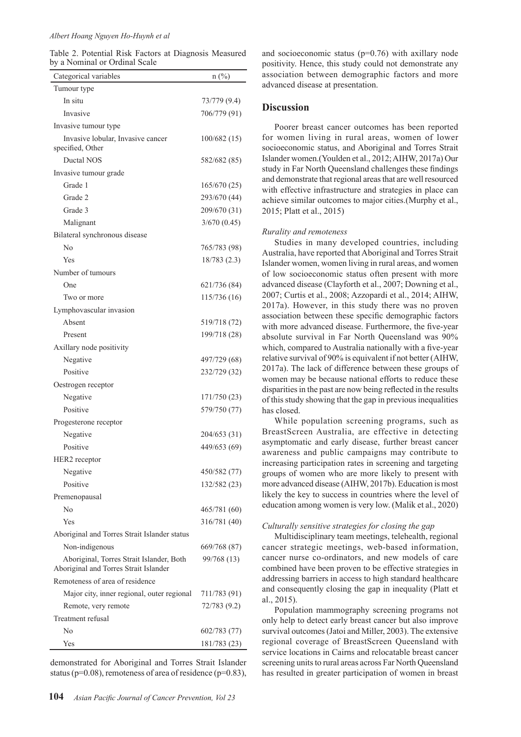Table 2. Potential Risk Factors at Diagnosis Measured by a Nominal or Ordinal Scale

| Categorical variables | n (%) |
|---|---|
| Tumour type | |
| In situ | 73/779 (9.4) |
| Invasive | 706/779 (91) |
| Invasive tumour type | |
| Invasive lobular, Invasive cancer specified, Other | 100/682 (15) |
| Ductal NOS | 582/682 (85) |
| Invasive tumour grade | |
| Grade 1 | 165/670 (25) |
| Grade 2 | 293/670 (44) |
| Grade 3 | 209/670 (31) |
| Malignant | 3/670 (0.45) |
| Bilateral synchronous disease | |
| No | 765/783 (98) |
| Yes | 18/783 (2.3) |
| Number of tumours | |
| One | 621/736 (84) |
| Two or more | 115/736 (16) |
| Lymphovascular invasion | |
| Absent | 519/718 (72) |
| Present | 199/718 (28) |
| Axillary node positivity | |
| Negative | 497/729 (68) |
| Positive | 232/729 (32) |
| Oestrogen receptor | |
| Negative | 171/750 (23) |
| Positive | 579/750 (77) |
| Progesterone receptor | |
| Negative | 204/653 (31) |
| Positive | 449/653 (69) |
| HER2 receptor | |
| Negative | 450/582 (77) |
| Positive | 132/582 (23) |
| Premenopausal | |
| No | 465/781 (60) |
| Yes | 316/781 (40) |
| Aboriginal and Torres Strait Islander status | |
| Non-indigenous | 669/768 (87) |
| Aboriginal, Torres Strait Islander, Both Aboriginal and Torres Strait Islander | 99/768 (13) |
| Remoteness of area of residence | |
| Major city, inner regional, outer regional | 711/783 (91) |
| Remote, very remote | 72/783 (9.2) |
| Treatment refusal | |
| No | 602/783 (77) |
| Yes | 181/783 (23) |

demonstrated for Aboriginal and Torres Strait Islander status (p=0.08), remoteness of area of residence (p=0.83), and socioeconomic status (p=0.76) with axillary node positivity. Hence, this study could not demonstrate any association between demographic factors and more advanced disease at presentation.

## Discussion

Poorer breast cancer outcomes has been reported for women living in rural areas, women of lower socioeconomic status, and Aboriginal and Torres Strait Islander women.(Youlden et al., 2012; AIHW, 2017a) Our study in Far North Queensland challenges these findings and demonstrate that regional areas that are well resourced with effective infrastructure and strategies in place can achieve similar outcomes to major cities.(Murphy et al., 2015; Platt et al., 2015)

### *Rurality and remoteness*

Studies in many developed countries, including Australia, have reported that Aboriginal and Torres Strait Islander women, women living in rural areas, and women of low socioeconomic status often present with more advanced disease (Clayforth et al., 2007; Downing et al., 2007; Curtis et al., 2008; Azzopardi et al., 2014; AIHW, 2017a). However, in this study there was no proven association between these specific demographic factors with more advanced disease. Furthermore, the five-year absolute survival in Far North Queensland was 90% which, compared to Australia nationally with a five-year relative survival of 90% is equivalent if not better (AIHW, 2017a). The lack of difference between these groups of women may be because national efforts to reduce these disparities in the past are now being reflected in the results of this study showing that the gap in previous inequalities has closed.

While population screening programs, such as BreastScreen Australia, are effective in detecting asymptomatic and early disease, further breast cancer awareness and public campaigns may contribute to increasing participation rates in screening and targeting groups of women who are more likely to present with more advanced disease (AIHW, 2017b). Education is most likely the key to success in countries where the level of education among women is very low. (Malik et al., 2020)

### *Culturally sensitive strategies for closing the gap*

Multidisciplinary team meetings, telehealth, regional cancer strategic meetings, web-based information, cancer nurse co-ordinators, and new models of care combined have been proven to be effective strategies in addressing barriers in access to high standard healthcare and consequently closing the gap in inequality (Platt et al., 2015).

Population mammography screening programs not only help to detect early breast cancer but also improve survival outcomes (Jatoi and Miller, 2003). The extensive regional coverage of BreastScreen Queensland with service locations in Cairns and relocatable breast cancer screening units to rural areas across Far North Queensland has resulted in greater participation of women in breast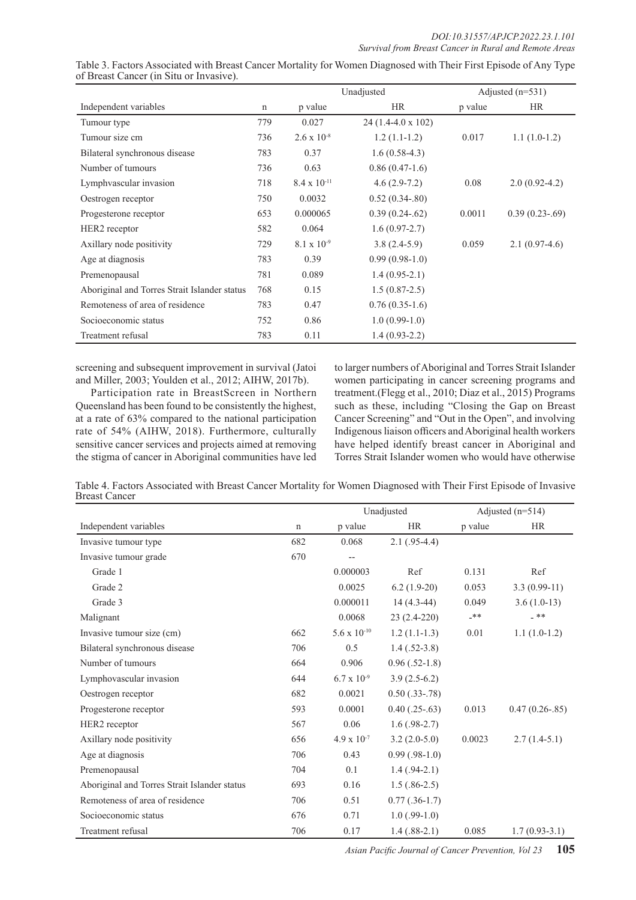Table 3. Factors Associated with Breast Cancer Mortality for Women Diagnosed with Their First Episode of Any Type of Breast Cancer (in Situ or Invasive).

| | | Unadjusted | | Adjusted (n=531) | |
|---|---|---|---|---|---|
| Independent variables | n | p value | HR | p value | HR |
| Tumour type | 779 | 0.027 | 24 (1.4-4.0 x 102) | | |
| Tumour size cm | 736 | $2.6 \times 10^{-8}$ | 1.2 (1.1-1.2) | 0.017 | 1.1 (1.0-1.2) |
| Bilateral synchronous disease | 783 | 0.37 | 1.6 (0.58-4.3) | | |
| Number of tumours | 736 | 0.63 | 0.86 (0.47-1.6) | | |
| Lymphvascular invasion | 718 | $8.4 \times 10^{-11}$ | 4.6 (2.9-7.2) | 0.08 | 2.0 (0.92-4.2) |
| Oestrogen receptor | 750 | 0.0032 | 0.52 (0.34-.80) | | |
| Progesterone receptor | 653 | 0.000065 | 0.39 (0.24-.62) | 0.0011 | 0.39 (0.23-.69) |
| HER2 receptor | 582 | 0.064 | 1.6 (0.97-2.7) | | |
| Axillary node positivity | 729 | $8.1 \times 10^{-9}$ | 3.8 (2.4-5.9) | 0.059 | 2.1 (0.97-4.6) |
| Age at diagnosis | 783 | 0.39 | 0.99 (0.98-1.0) | | |
| Premenopausal | 781 | 0.089 | 1.4 (0.95-2.1) | | |
| Aboriginal and Torres Strait Islander status | 768 | 0.15 | 1.5 (0.87-2.5) | | |
| Remoteness of area of residence | 783 | 0.47 | 0.76 (0.35-1.6) | | |
| Socioeconomic status | 752 | 0.86 | 1.0 (0.99-1.0) | | |
| Treatment refusal | 783 | 0.11 | 1.4 (0.93-2.2) | | |

screening and subsequent improvement in survival (Jatoi and Miller, 2003; Youlden et al., 2012; AIHW, 2017b).

Participation rate in BreastScreen in Northern Queensland has been found to be consistently the highest, at a rate of 63% compared to the national participation rate of 54% (AIHW, 2018). Furthermore, culturally sensitive cancer services and projects aimed at removing the stigma of cancer in Aboriginal communities have led to larger numbers of Aboriginal and Torres Strait Islander women participating in cancer screening programs and treatment.(Flegg et al., 2010; Diaz et al., 2015) Programs such as these, including "Closing the Gap on Breast Cancer Screening" and "Out in the Open", and involving Indigenous liaison officers and Aboriginal health workers have helped identify breast cancer in Aboriginal and Torres Strait Islander women who would have otherwise

Table 4. Factors Associated with Breast Cancer Mortality for Women Diagnosed with Their First Episode of Invasive Breast Cancer

| | | Unadjusted | | Adjusted (n=514) | |
|---|---|---|---|---|---|
| Independent variables | n | p value | HR | p value | HR |
| Invasive tumour type | 682 | 0.068 | 2.1 (.95-4.4) | | |
| Invasive tumour grade | 670 | -- | | | |
| Grade 1 | | 0.000003 | Ref | 0.131 | Ref |
| Grade 2 | | 0.0025 | 6.2 (1.9-20) | 0.053 | 3.3 (0.99-11) |
| Grade 3 | | 0.000011 | 14 (4.3-44) | 0.049 | 3.6 (1.0-13) |
| Malignant | | 0.0068 | 23 (2.4-220) | -** | - ** |
| Invasive tumour size (cm) | 662 | $5.6 \times 10^{-10}$ | 1.2 (1.1-1.3) | 0.01 | 1.1 (1.0-1.2) |
| Bilateral synchronous disease | 706 | 0.5 | 1.4 (.52-3.8) | | |
| Number of tumours | 664 | 0.906 | 0.96 (.52-1.8) | | |
| Lymphovascular invasion | 644 | $6.7 \times 10^{-9}$ | 3.9 (2.5-6.2) | | |
| Oestrogen receptor | 682 | 0.0021 | 0.50 (.33-.78) | | |
| Progesterone receptor | 593 | 0.0001 | 0.40 (.25-.63) | 0.013 | 0.47 (0.26-.85) |
| HER2 receptor | 567 | 0.06 | 1.6 (.98-2.7) | | |
| Axillary node positivity | 656 | $4.9 \times 10^{-7}$ | 3.2 (2.0-5.0) | 0.0023 | 2.7 (1.4-5.1) |
| Age at diagnosis | 706 | 0.43 | 0.99 (.98-1.0) | | |
| Premenopausal | 704 | 0.1 | 1.4 (.94-2.1) | | |
| Aboriginal and Torres Strait Islander status | 693 | 0.16 | 1.5 (.86-2.5) | | |
| Remoteness of area of residence | 706 | 0.51 | 0.77 (.36-1.7) | | |
| Socioeconomic status | 676 | 0.71 | 1.0 (.99-1.0) | | |
| Treatment refusal | 706 | 0.17 | 1.4 (.88-2.1) | 0.085 | 1.7 (0.93-3.1) |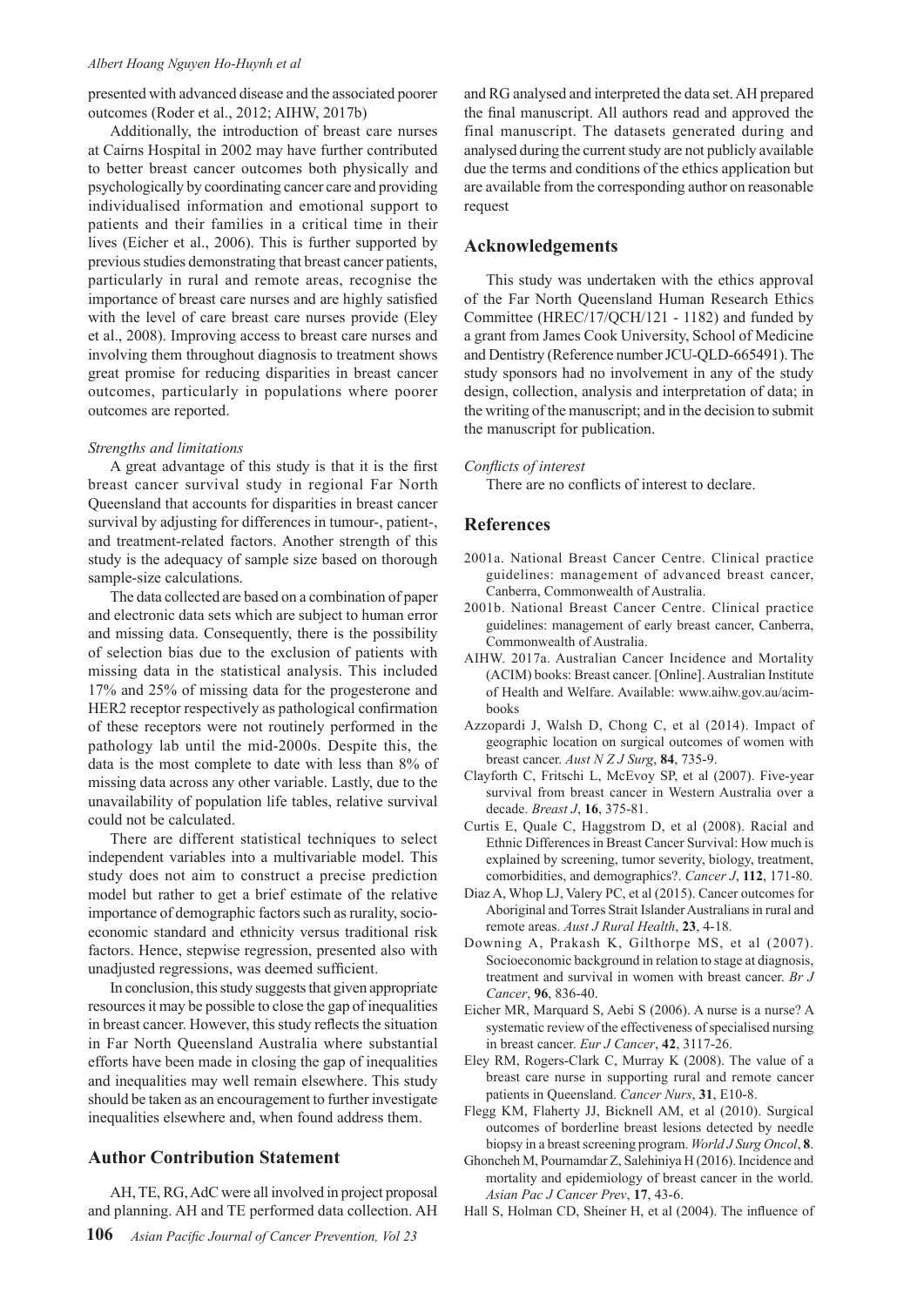presented with advanced disease and the associated poorer outcomes (Roder et al., 2012; AIHW, 2017b)

Additionally, the introduction of breast care nurses at Cairns Hospital in 2002 may have further contributed to better breast cancer outcomes both physically and psychologically by coordinating cancer care and providing individualised information and emotional support to patients and their families in a critical time in their lives (Eicher et al., 2006). This is further supported by previous studies demonstrating that breast cancer patients, particularly in rural and remote areas, recognise the importance of breast care nurses and are highly satisfied with the level of care breast care nurses provide (Eley et al., 2008). Improving access to breast care nurses and involving them throughout diagnosis to treatment shows great promise for reducing disparities in breast cancer outcomes, particularly in populations where poorer outcomes are reported.

*Strengths and limitations*

A great advantage of this study is that it is the first breast cancer survival study in regional Far North Queensland that accounts for disparities in breast cancer survival by adjusting for differences in tumour-, patient-, and treatment-related factors. Another strength of this study is the adequacy of sample size based on thorough sample-size calculations.

The data collected are based on a combination of paper and electronic data sets which are subject to human error and missing data. Consequently, there is the possibility of selection bias due to the exclusion of patients with missing data in the statistical analysis. This included 17% and 25% of missing data for the progesterone and HER2 receptor respectively as pathological confirmation of these receptors were not routinely performed in the pathology lab until the mid-2000s. Despite this, the data is the most complete to date with less than 8% of missing data across any other variable. Lastly, due to the unavailability of population life tables, relative survival could not be calculated.

There are different statistical techniques to select independent variables into a multivariable model. This study does not aim to construct a precise prediction model but rather to get a brief estimate of the relative importance of demographic factors such as rurality, socio-economic standard and ethnicity versus traditional risk factors. Hence, stepwise regression, presented also with unadjusted regressions, was deemed sufficient.

In conclusion, this study suggests that given appropriate resources it may be possible to close the gap of inequalities in breast cancer. However, this study reflects the situation in Far North Queensland Australia where substantial efforts have been made in closing the gap of inequalities and inequalities may well remain elsewhere. This study should be taken as an encouragement to further investigate inequalities elsewhere and, when found address them.

## Author Contribution Statement

AH, TE, RG, AdC were all involved in project proposal and planning. AH and TE performed data collection. AH and RG analysed and interpreted the data set. AH prepared the final manuscript. All authors read and approved the final manuscript. The datasets generated during and analysed during the current study are not publicly available due the terms and conditions of the ethics application but are available from the corresponding author on reasonable request

## Acknowledgements

This study was undertaken with the ethics approval of the Far North Queensland Human Research Ethics Committee (HREC/17/QCH/121 - 1182) and funded by a grant from James Cook University, School of Medicine and Dentistry (Reference number JCU-QLD-665491). The study sponsors had no involvement in any of the study design, collection, analysis and interpretation of data; in the writing of the manuscript; and in the decision to submit the manuscript for publication.

*Conflicts of interest*

There are no conflicts of interest to declare.

## References

2001a. National Breast Cancer Centre. Clinical practice guidelines: management of advanced breast cancer, Canberra, Commonwealth of Australia.

2001b. National Breast Cancer Centre. Clinical practice guidelines: management of early breast cancer, Canberra, Commonwealth of Australia.

AIHW. 2017a. Australian Cancer Incidence and Mortality (ACIM) books: Breast cancer. [Online]. Australian Institute of Health and Welfare. Available: www.aihw.gov.au/acim-books

Azzopardi J, Walsh D, Chong C, et al (2014). Impact of geographic location on surgical outcomes of women with breast cancer. *Aust N Z J Surg*, **84**, 735-9.

Clayforth C, Fritschi L, McEvoy SP, et al (2007). Five-year survival from breast cancer in Western Australia over a decade. *Breast J*, **16**, 375-81.

Curtis E, Quale C, Haggstrom D, et al (2008). Racial and Ethnic Differences in Breast Cancer Survival: How much is explained by screening, tumor severity, biology, treatment, comorbidities, and demographics?. *Cancer J*, **112**, 171-80.

Diaz A, Whop LJ, Valery PC, et al (2015). Cancer outcomes for Aboriginal and Torres Strait Islander Australians in rural and remote areas. *Aust J Rural Health*, **23**, 4-18.

Downing A, Prakash K, Gilthorpe MS, et al (2007). Socioeconomic background in relation to stage at diagnosis, treatment and survival in women with breast cancer. *Br J Cancer*, **96**, 836-40.

Eicher MR, Marquard S, Aebi S (2006). A nurse is a nurse? A systematic review of the effectiveness of specialised nursing in breast cancer. *Eur J Cancer*, **42**, 3117-26.

Eley RM, Rogers-Clark C, Murray K (2008). The value of a breast care nurse in supporting rural and remote cancer patients in Queensland. *Cancer Nurs*, **31**, E10-8.

Flegg KM, Flaherty JJ, Bicknell AM, et al (2010). Surgical outcomes of borderline breast lesions detected by needle biopsy in a breast screening program. *World J Surg Oncol*, **8**.

Ghoncheh M, Pournamdar Z, Salehiniya H (2016). Incidence and mortality and epidemiology of breast cancer in the world. *Asian Pac J Cancer Prev*, **17**, 43-6.

Hall S, Holman CD, Sheiner H, et al (2004). The influence of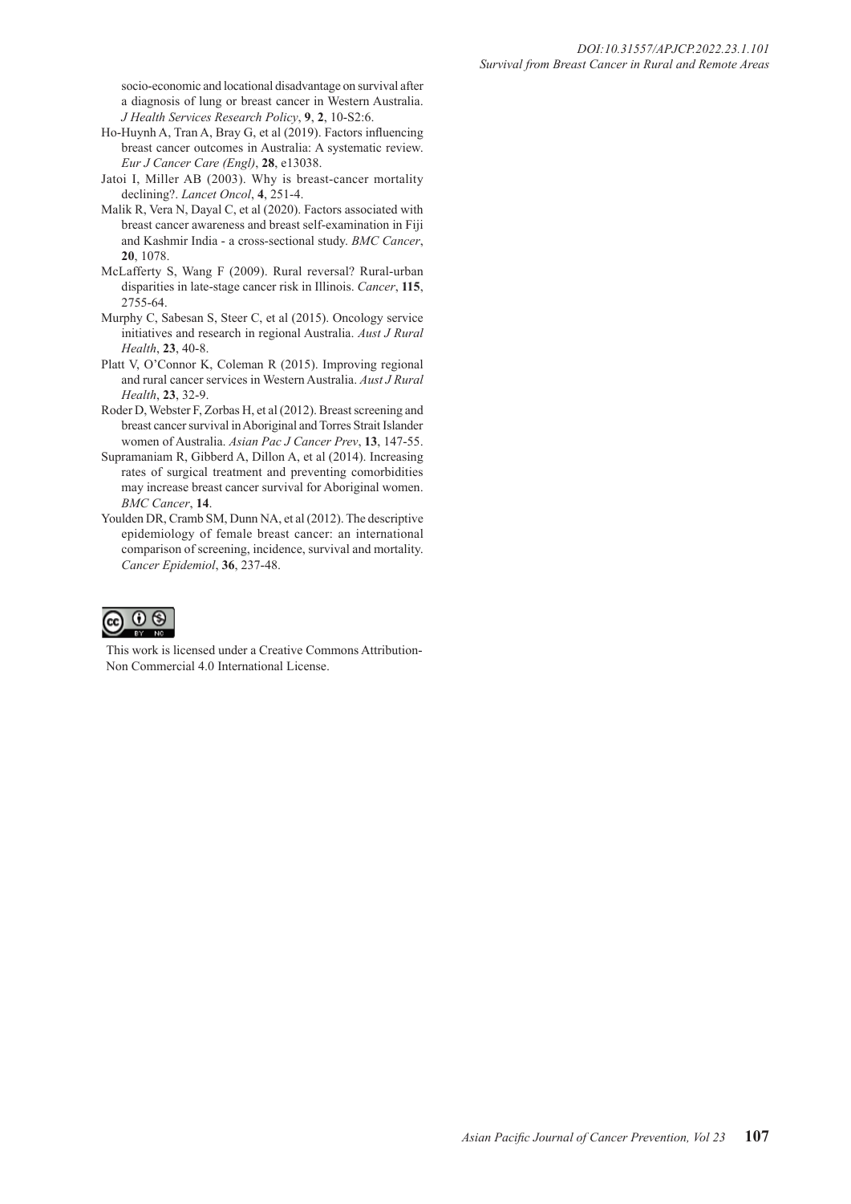socio-economic and locational disadvantage on survival after a diagnosis of lung or breast cancer in Western Australia. *J Health Services Research Policy*, **9**, **2**, 10-S2:6.

Ho-Huynh A, Tran A, Bray G, et al (2019). Factors influencing breast cancer outcomes in Australia: A systematic review. *Eur J Cancer Care (Engl)*, **28**, e13038.

Jatoi I, Miller AB (2003). Why is breast-cancer mortality declining?. *Lancet Oncol*, **4**, 251-4.

Malik R, Vera N, Dayal C, et al (2020). Factors associated with breast cancer awareness and breast self-examination in Fiji and Kashmir India - a cross-sectional study. *BMC Cancer*, **20**, 1078.

McLafferty S, Wang F (2009). Rural reversal? Rural-urban disparities in late-stage cancer risk in Illinois. *Cancer*, **115**, 2755-64.

Murphy C, Sabesan S, Steer C, et al (2015). Oncology service initiatives and research in regional Australia. *Aust J Rural Health*, **23**, 40-8.

Platt V, O'Connor K, Coleman R (2015). Improving regional and rural cancer services in Western Australia. *Aust J Rural Health*, **23**, 32-9.

Roder D, Webster F, Zorbas H, et al (2012). Breast screening and breast cancer survival in Aboriginal and Torres Strait Islander women of Australia. *Asian Pac J Cancer Prev*, **13**, 147-55.

Supramaniam R, Gibberd A, Dillon A, et al (2014). Increasing rates of surgical treatment and preventing comorbidities may increase breast cancer survival for Aboriginal women. *BMC Cancer*, **14**.

Youlden DR, Cramb SM, Dunn NA, et al (2012). The descriptive epidemiology of female breast cancer: an international comparison of screening, incidence, survival and mortality. *Cancer Epidemiol*, **36**, 237-48.

This work is licensed under a Creative Commons Attribution-Non Commercial 4.0 International License.